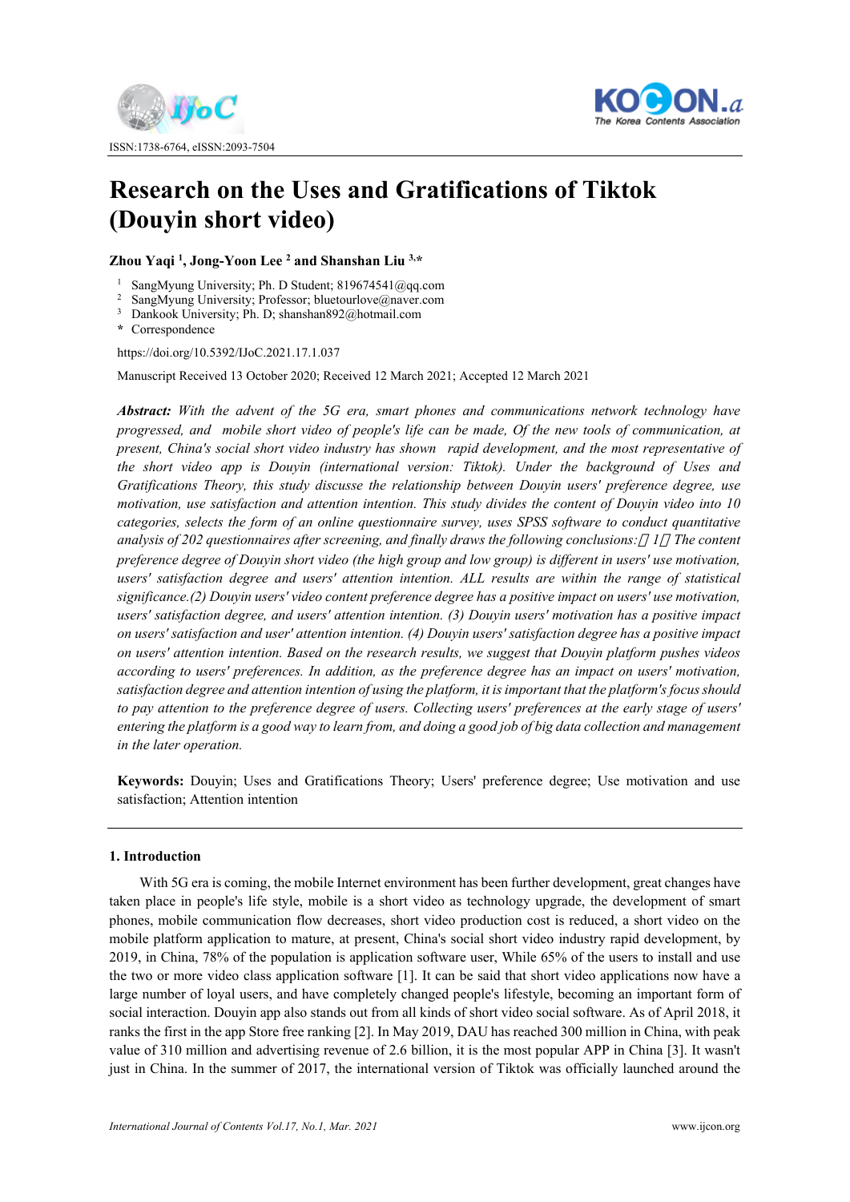ISSN:1738-6764, eISSN:2093-7504

# Research on the Uses and Gratifications of Tiktok (Douyin short video)

**Zhou Yaqi [1], Jong-Yoon Lee [2] and Shanshan Liu [3,*]**

[1] SangMyung University; Ph. D Student; 819674541@qq.com
[2] SangMyung University; Professor; bluetourlove@naver.com
[3] Dankook University; Ph. D; shanshan892@hotmail.com
\* Correspondence

https://doi.org/10.5392/IJoC.2021.17.1.037

Manuscript Received 13 October 2020; Received 12 March 2021; Accepted 12 March 2021

***Abstract:*** *With the advent of the 5G era, smart phones and communications network technology have progressed, and mobile short video of people's life can be made, Of the new tools of communication, at present, China's social short video industry has shown rapid development, and the most representative of the short video app is Douyin (international version: Tiktok). Under the background of Uses and Gratifications Theory, this study discusse the relationship between Douyin users' preference degree, use motivation, use satisfaction and attention intention. This study divides the content of Douyin video into 10 categories, selects the form of an online questionnaire survey, uses SPSS software to conduct quantitative analysis of 202 questionnaires after screening, and finally draws the following conclusions:（1）The content preference degree of Douyin short video (the high group and low group) is different in users' use motivation, users' satisfaction degree and users' attention intention. ALL results are within the range of statistical significance.(2) Douyin users' video content preference degree has a positive impact on users' use motivation, users' satisfaction degree, and users' attention intention. (3) Douyin users' motivation has a positive impact on users' satisfaction and user' attention intention. (4) Douyin users' satisfaction degree has a positive impact on users' attention intention. Based on the research results, we suggest that Douyin platform pushes videos according to users' preferences. In addition, as the preference degree has an impact on users' motivation, satisfaction degree and attention intention of using the platform, it is important that the platform's focus should to pay attention to the preference degree of users. Collecting users' preferences at the early stage of users' entering the platform is a good way to learn from, and doing a good job of big data collection and management in the later operation.*

**Keywords:** Douyin; Uses and Gratifications Theory; Users' preference degree; Use motivation and use satisfaction; Attention intention

## 1. Introduction

With 5G era is coming, the mobile Internet environment has been further development, great changes have taken place in people's life style, mobile is a short video as technology upgrade, the development of smart phones, mobile communication flow decreases, short video production cost is reduced, a short video on the mobile platform application to mature, at present, China's social short video industry rapid development, by 2019, in China, 78% of the population is application software user, While 65% of the users to install and use the two or more video class application software [1]. It can be said that short video applications now have a large number of loyal users, and have completely changed people's lifestyle, becoming an important form of social interaction. Douyin app also stands out from all kinds of short video social software. As of April 2018, it ranks the first in the app Store free ranking [2]. In May 2019, DAU has reached 300 million in China, with peak value of 310 million and advertising revenue of 2.6 billion, it is the most popular APP in China [3]. It wasn't just in China. In the summer of 2017, the international version of Tiktok was officially launched around the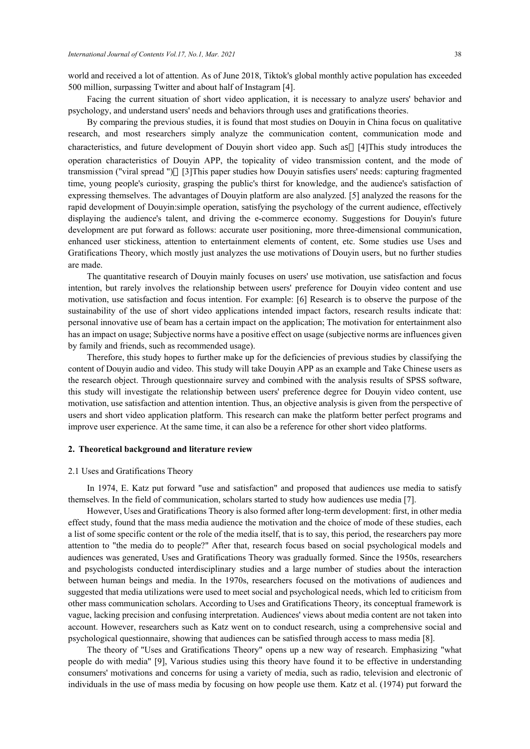world and received a lot of attention. As of June 2018, Tiktok's global monthly active population has exceeded 500 million, surpassing Twitter and about half of Instagram [4].

Facing the current situation of short video application, it is necessary to analyze users' behavior and psychology, and understand users' needs and behaviors through uses and gratifications theories.

By comparing the previous studies, it is found that most studies on Douyin in China focus on qualitative research, and most researchers simply analyze the communication content, communication mode and characteristics, and future development of Douyin short video app. Such as：[4]This study introduces the operation characteristics of Douyin APP, the topicality of video transmission content, and the mode of transmission ("viral spread ")；[3]This paper studies how Douyin satisfies users' needs: capturing fragmented time, young people's curiosity, grasping the public's thirst for knowledge, and the audience's satisfaction of expressing themselves. The advantages of Douyin platform are also analyzed. [5] analyzed the reasons for the rapid development of Douyin:simple operation, satisfying the psychology of the current audience, effectively displaying the audience's talent, and driving the e-commerce economy. Suggestions for Douyin's future development are put forward as follows: accurate user positioning, more three-dimensional communication, enhanced user stickiness, attention to entertainment elements of content, etc. Some studies use Uses and Gratifications Theory, which mostly just analyzes the use motivations of Douyin users, but no further studies are made.

The quantitative research of Douyin mainly focuses on users' use motivation, use satisfaction and focus intention, but rarely involves the relationship between users' preference for Douyin video content and use motivation, use satisfaction and focus intention. For example: [6] Research is to observe the purpose of the sustainability of the use of short video applications intended impact factors, research results indicate that: personal innovative use of beam has a certain impact on the application; The motivation for entertainment also has an impact on usage; Subjective norms have a positive effect on usage (subjective norms are influences given by family and friends, such as recommended usage).

Therefore, this study hopes to further make up for the deficiencies of previous studies by classifying the content of Douyin audio and video. This study will take Douyin APP as an example and Take Chinese users as the research object. Through questionnaire survey and combined with the analysis results of SPSS software, this study will investigate the relationship between users' preference degree for Douyin video content, use motivation, use satisfaction and attention intention. Thus, an objective analysis is given from the perspective of users and short video application platform. This research can make the platform better perfect programs and improve user experience. At the same time, it can also be a reference for other short video platforms.

## 2. Theoretical background and literature review

### 2.1 Uses and Gratifications Theory

In 1974, E. Katz put forward "use and satisfaction" and proposed that audiences use media to satisfy themselves. In the field of communication, scholars started to study how audiences use media [7].

However, Uses and Gratifications Theory is also formed after long-term development: first, in other media effect study, found that the mass media audience the motivation and the choice of mode of these studies, each a list of some specific content or the role of the media itself, that is to say, this period, the researchers pay more attention to "the media do to people?" After that, research focus based on social psychological models and audiences was generated, Uses and Gratifications Theory was gradually formed. Since the 1950s, researchers and psychologists conducted interdisciplinary studies and a large number of studies about the interaction between human beings and media. In the 1970s, researchers focused on the motivations of audiences and suggested that media utilizations were used to meet social and psychological needs, which led to criticism from other mass communication scholars. According to Uses and Gratifications Theory, its conceptual framework is vague, lacking precision and confusing interpretation. Audiences' views about media content are not taken into account. However, researchers such as Katz went on to conduct research, using a comprehensive social and psychological questionnaire, showing that audiences can be satisfied through access to mass media [8].

The theory of "Uses and Gratifications Theory" opens up a new way of research. Emphasizing "what people do with media" [9], Various studies using this theory have found it to be effective in understanding consumers' motivations and concerns for using a variety of media, such as radio, television and electronic of individuals in the use of mass media by focusing on how people use them. Katz et al. (1974) put forward the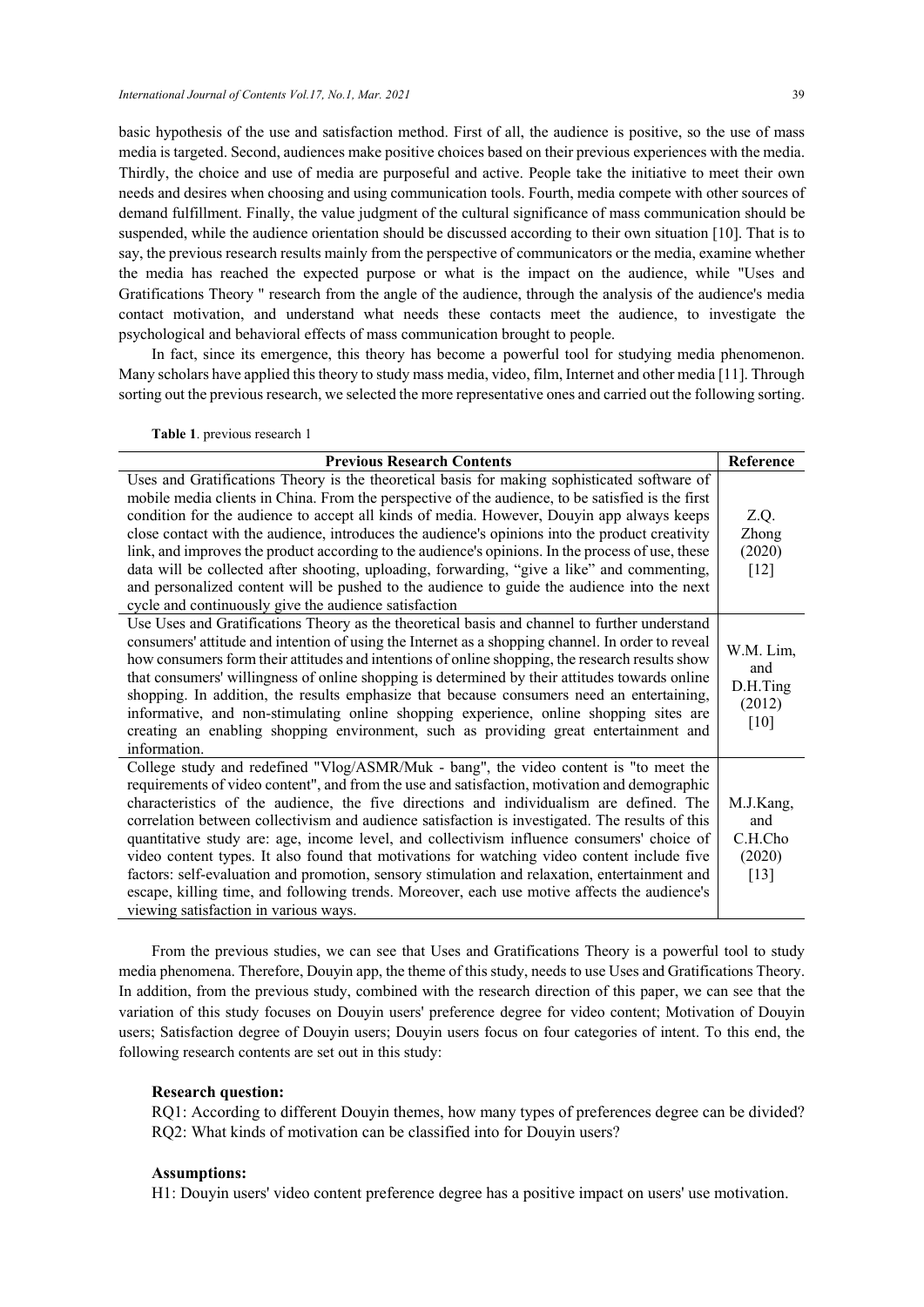basic hypothesis of the use and satisfaction method. First of all, the audience is positive, so the use of mass media is targeted. Second, audiences make positive choices based on their previous experiences with the media. Thirdly, the choice and use of media are purposeful and active. People take the initiative to meet their own needs and desires when choosing and using communication tools. Fourth, media compete with other sources of demand fulfillment. Finally, the value judgment of the cultural significance of mass communication should be suspended, while the audience orientation should be discussed according to their own situation [10]. That is to say, the previous research results mainly from the perspective of communicators or the media, examine whether the media has reached the expected purpose or what is the impact on the audience, while "Uses and Gratifications Theory " research from the angle of the audience, through the analysis of the audience's media contact motivation, and understand what needs these contacts meet the audience, to investigate the psychological and behavioral effects of mass communication brought to people.

In fact, since its emergence, this theory has become a powerful tool for studying media phenomenon. Many scholars have applied this theory to study mass media, video, film, Internet and other media [11]. Through sorting out the previous research, we selected the more representative ones and carried out the following sorting.

**Table 1**. previous research 1

| Previous Research Contents | Reference |
|---|---|
| Uses and Gratifications Theory is the theoretical basis for making sophisticated software of mobile media clients in China. From the perspective of the audience, to be satisfied is the first condition for the audience to accept all kinds of media. However, Douyin app always keeps close contact with the audience, introduces the audience's opinions into the product creativity link, and improves the product according to the audience's opinions. In the process of use, these data will be collected after shooting, uploading, forwarding, "give a like" and commenting, and personalized content will be pushed to the audience to guide the audience into the next cycle and continuously give the audience satisfaction | Z.Q. Zhong (2020) [12] |
| Use Uses and Gratifications Theory as the theoretical basis and channel to further understand consumers' attitude and intention of using the Internet as a shopping channel. In order to reveal how consumers form their attitudes and intentions of online shopping, the research results show that consumers' willingness of online shopping is determined by their attitudes towards online shopping. In addition, the results emphasize that because consumers need an entertaining, informative, and non-stimulating online shopping experience, online shopping sites are creating an enabling shopping environment, such as providing great entertainment and information. | W.M. Lim, and D.H.Ting (2012) [10] |
| College study and redefined "Vlog/ASMR/Muk - bang", the video content is "to meet the requirements of video content", and from the use and satisfaction, motivation and demographic characteristics of the audience, the five directions and individualism are defined. The correlation between collectivism and audience satisfaction is investigated. The results of this quantitative study are: age, income level, and collectivism influence consumers' choice of video content types. It also found that motivations for watching video content include five factors: self-evaluation and promotion, sensory stimulation and relaxation, entertainment and escape, killing time, and following trends. Moreover, each use motive affects the audience's viewing satisfaction in various ways. | M.J.Kang, and C.H.Cho (2020) [13] |

From the previous studies, we can see that Uses and Gratifications Theory is a powerful tool to study media phenomena. Therefore, Douyin app, the theme of this study, needs to use Uses and Gratifications Theory. In addition, from the previous study, combined with the research direction of this paper, we can see that the variation of this study focuses on Douyin users' preference degree for video content; Motivation of Douyin users; Satisfaction degree of Douyin users; Douyin users focus on four categories of intent. To this end, the following research contents are set out in this study:

**Research question:**

RQ1: According to different Douyin themes, how many types of preferences degree can be divided?
RQ2: What kinds of motivation can be classified into for Douyin users?

**Assumptions:**

H1: Douyin users' video content preference degree has a positive impact on users' use motivation.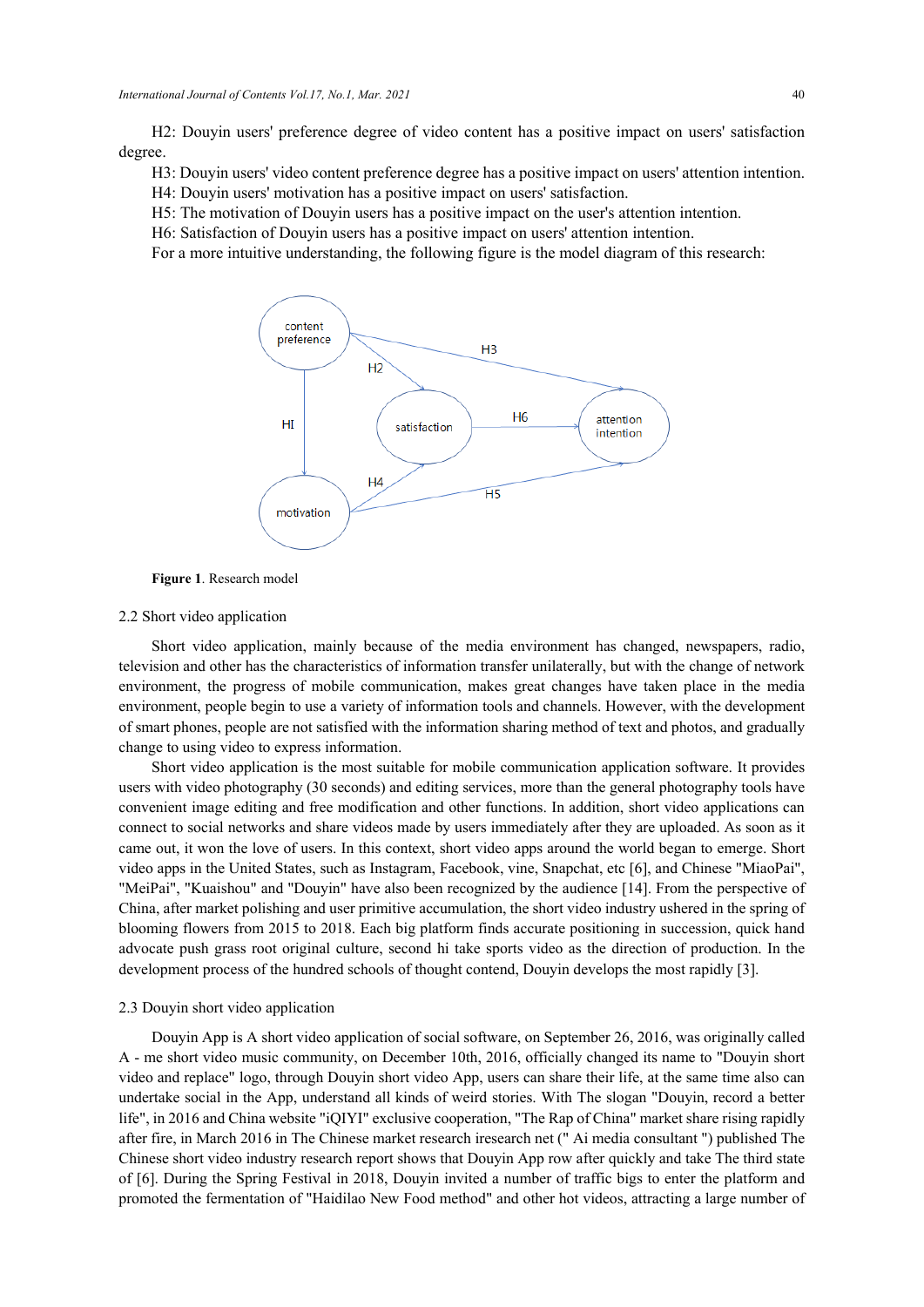H2: Douyin users' preference degree of video content has a positive impact on users' satisfaction degree.

H3: Douyin users' video content preference degree has a positive impact on users' attention intention.

H4: Douyin users' motivation has a positive impact on users' satisfaction.

H5: The motivation of Douyin users has a positive impact on the user's attention intention.

H6: Satisfaction of Douyin users has a positive impact on users' attention intention.

For a more intuitive understanding, the following figure is the model diagram of this research:

**Figure 1**. Research model

## 2.2 Short video application

Short video application, mainly because of the media environment has changed, newspapers, radio, television and other has the characteristics of information transfer unilaterally, but with the change of network environment, the progress of mobile communication, makes great changes have taken place in the media environment, people begin to use a variety of information tools and channels. However, with the development of smart phones, people are not satisfied with the information sharing method of text and photos, and gradually change to using video to express information.

Short video application is the most suitable for mobile communication application software. It provides users with video photography (30 seconds) and editing services, more than the general photography tools have convenient image editing and free modification and other functions. In addition, short video applications can connect to social networks and share videos made by users immediately after they are uploaded. As soon as it came out, it won the love of users. In this context, short video apps around the world began to emerge. Short video apps in the United States, such as Instagram, Facebook, vine, Snapchat, etc [6], and Chinese "MiaoPai", "MeiPai", "Kuaishou" and "Douyin" have also been recognized by the audience [14]. From the perspective of China, after market polishing and user primitive accumulation, the short video industry ushered in the spring of blooming flowers from 2015 to 2018. Each big platform finds accurate positioning in succession, quick hand advocate push grass root original culture, second hi take sports video as the direction of production. In the development process of the hundred schools of thought contend, Douyin develops the most rapidly [3].

## 2.3 Douyin short video application

Douyin App is A short video application of social software, on September 26, 2016, was originally called A - me short video music community, on December 10th, 2016, officially changed its name to "Douyin short video and replace" logo, through Douyin short video App, users can share their life, at the same time also can undertake social in the App, understand all kinds of weird stories. With The slogan "Douyin, record a better life", in 2016 and China website "iQIYI" exclusive cooperation, "The Rap of China" market share rising rapidly after fire, in March 2016 in The Chinese market research iresearch net (" Ai media consultant ") published The Chinese short video industry research report shows that Douyin App row after quickly and take The third state of [6]. During the Spring Festival in 2018, Douyin invited a number of traffic bigs to enter the platform and promoted the fermentation of "Haidilao New Food method" and other hot videos, attracting a large number of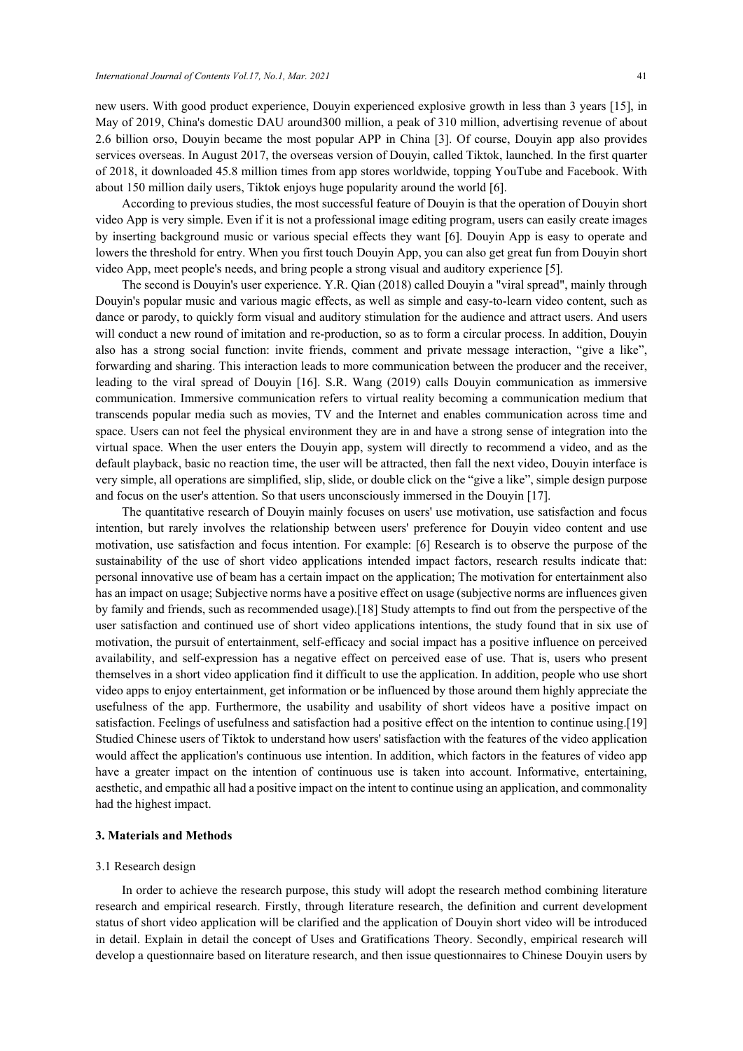new users. With good product experience, Douyin experienced explosive growth in less than 3 years [15], in May of 2019, China's domestic DAU around300 million, a peak of 310 million, advertising revenue of about 2.6 billion orso, Douyin became the most popular APP in China [3]. Of course, Douyin app also provides services overseas. In August 2017, the overseas version of Douyin, called Tiktok, launched. In the first quarter of 2018, it downloaded 45.8 million times from app stores worldwide, topping YouTube and Facebook. With about 150 million daily users, Tiktok enjoys huge popularity around the world [6].

According to previous studies, the most successful feature of Douyin is that the operation of Douyin short video App is very simple. Even if it is not a professional image editing program, users can easily create images by inserting background music or various special effects they want [6]. Douyin App is easy to operate and lowers the threshold for entry. When you first touch Douyin App, you can also get great fun from Douyin short video App, meet people's needs, and bring people a strong visual and auditory experience [5].

The second is Douyin's user experience. Y.R. Qian (2018) called Douyin a "viral spread", mainly through Douyin's popular music and various magic effects, as well as simple and easy-to-learn video content, such as dance or parody, to quickly form visual and auditory stimulation for the audience and attract users. And users will conduct a new round of imitation and re-production, so as to form a circular process. In addition, Douyin also has a strong social function: invite friends, comment and private message interaction, "give a like", forwarding and sharing. This interaction leads to more communication between the producer and the receiver, leading to the viral spread of Douyin [16]. S.R. Wang (2019) calls Douyin communication as immersive communication. Immersive communication refers to virtual reality becoming a communication medium that transcends popular media such as movies, TV and the Internet and enables communication across time and space. Users can not feel the physical environment they are in and have a strong sense of integration into the virtual space. When the user enters the Douyin app, system will directly to recommend a video, and as the default playback, basic no reaction time, the user will be attracted, then fall the next video, Douyin interface is very simple, all operations are simplified, slip, slide, or double click on the "give a like", simple design purpose and focus on the user's attention. So that users unconsciously immersed in the Douyin [17].

The quantitative research of Douyin mainly focuses on users' use motivation, use satisfaction and focus intention, but rarely involves the relationship between users' preference for Douyin video content and use motivation, use satisfaction and focus intention. For example: [6] Research is to observe the purpose of the sustainability of the use of short video applications intended impact factors, research results indicate that: personal innovative use of beam has a certain impact on the application; The motivation for entertainment also has an impact on usage; Subjective norms have a positive effect on usage (subjective norms are influences given by family and friends, such as recommended usage).[18] Study attempts to find out from the perspective of the user satisfaction and continued use of short video applications intentions, the study found that in six use of motivation, the pursuit of entertainment, self-efficacy and social impact has a positive influence on perceived availability, and self-expression has a negative effect on perceived ease of use. That is, users who present themselves in a short video application find it difficult to use the application. In addition, people who use short video apps to enjoy entertainment, get information or be influenced by those around them highly appreciate the usefulness of the app. Furthermore, the usability and usability of short videos have a positive impact on satisfaction. Feelings of usefulness and satisfaction had a positive effect on the intention to continue using.[19] Studied Chinese users of Tiktok to understand how users' satisfaction with the features of the video application would affect the application's continuous use intention. In addition, which factors in the features of video app have a greater impact on the intention of continuous use is taken into account. Informative, entertaining, aesthetic, and empathic all had a positive impact on the intent to continue using an application, and commonality had the highest impact.

## 3. Materials and Methods

### 3.1 Research design

In order to achieve the research purpose, this study will adopt the research method combining literature research and empirical research. Firstly, through literature research, the definition and current development status of short video application will be clarified and the application of Douyin short video will be introduced in detail. Explain in detail the concept of Uses and Gratifications Theory. Secondly, empirical research will develop a questionnaire based on literature research, and then issue questionnaires to Chinese Douyin users by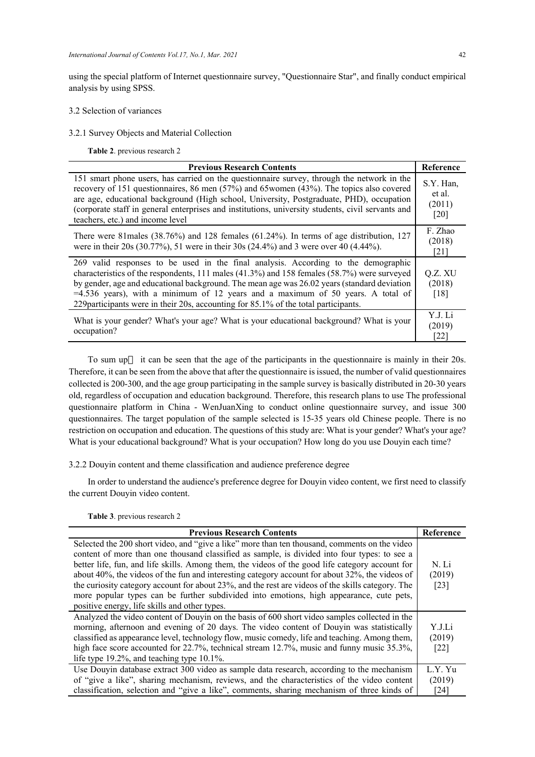using the special platform of Internet questionnaire survey, "Questionnaire Star", and finally conduct empirical analysis by using SPSS.

3.2 Selection of variances

3.2.1 Survey Objects and Material Collection

**Table 2**. previous research 2

| Previous Research Contents | Reference |
|---|---|
| 151 smart phone users, has carried on the questionnaire survey, through the network in the recovery of 151 questionnaires, 86 men (57%) and 65women (43%). The topics also covered are age, educational background (High school, University, Postgraduate, PHD), occupation (corporate staff in general enterprises and institutions, university students, civil servants and teachers, etc.) and income level | S.Y. Han, et al. (2011) [20] |
| There were 81males (38.76%) and 128 females (61.24%). In terms of age distribution, 127 were in their 20s (30.77%), 51 were in their 30s (24.4%) and 3 were over 40 (4.44%). | F. Zhao (2018) [21] |
| 269 valid responses to be used in the final analysis. According to the demographic characteristics of the respondents, 111 males (41.3%) and 158 females (58.7%) were surveyed by gender, age and educational background. The mean age was 26.02 years (standard deviation =4.536 years), with a minimum of 12 years and a maximum of 50 years. A total of 229participants were in their 20s, accounting for 85.1% of the total participants. | Q.Z. XU (2018) [18] |
| What is your gender? What's your age? What is your educational background? What is your occupation? | Y.J. Li (2019) [22] |

To sum up， it can be seen that the age of the participants in the questionnaire is mainly in their 20s. Therefore, it can be seen from the above that after the questionnaire is issued, the number of valid questionnaires collected is 200-300, and the age group participating in the sample survey is basically distributed in 20-30 years old, regardless of occupation and education background. Therefore, this research plans to use The professional questionnaire platform in China - WenJuanXing to conduct online questionnaire survey, and issue 300 questionnaires. The target population of the sample selected is 15-35 years old Chinese people. There is no restriction on occupation and education. The questions of this study are: What is your gender? What's your age? What is your educational background? What is your occupation? How long do you use Douyin each time?

3.2.2 Douyin content and theme classification and audience preference degree

In order to understand the audience's preference degree for Douyin video content, we first need to classify the current Douyin video content.

**Table 3**. previous research 2

| Previous Research Contents | Reference |
|---|---|
| Selected the 200 short video, and "give a like" more than ten thousand, comments on the video content of more than one thousand classified as sample, is divided into four types: to see a better life, fun, and life skills. Among them, the videos of the good life category account for about 40%, the videos of the fun and interesting category account for about 32%, the videos of the curiosity category account for about 23%, and the rest are videos of the skills category. The more popular types can be further subdivided into emotions, high appearance, cute pets, positive energy, life skills and other types. | N. Li (2019) [23] |
| Analyzed the video content of Douyin on the basis of 600 short video samples collected in the morning, afternoon and evening of 20 days. The video content of Douyin was statistically classified as appearance level, technology flow, music comedy, life and teaching. Among them, high face score accounted for 22.7%, technical stream 12.7%, music and funny music 35.3%, life type 19.2%, and teaching type 10.1%. | Y.J.Li (2019) [22] |
| Use Douyin database extract 300 video as sample data research, according to the mechanism of "give a like", sharing mechanism, reviews, and the characteristics of the video content classification, selection and "give a like", comments, sharing mechanism of three kinds of | L.Y. Yu (2019) [24] |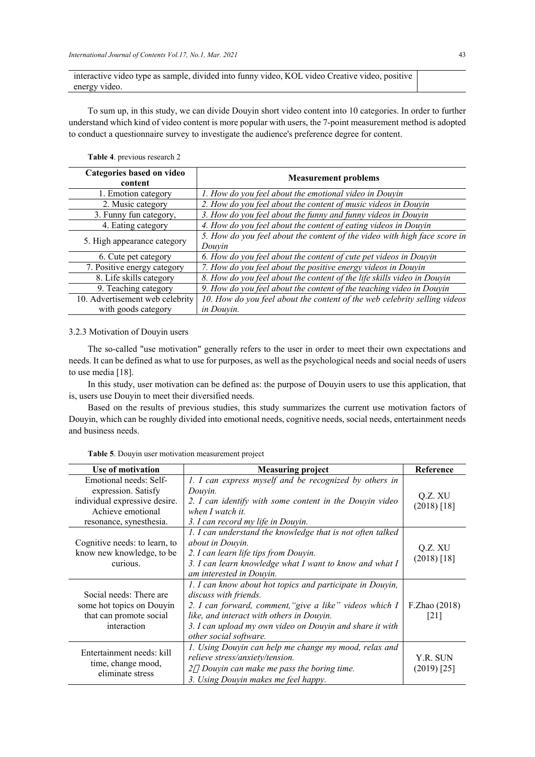| interactive video type as sample, divided into funny video, KOL video Creative video, positive energy video. | |
|---|---|

To sum up, in this study, we can divide Douyin short video content into 10 categories. In order to further understand which kind of video content is more popular with users, the 7-point measurement method is adopted to conduct a questionnaire survey to investigate the audience's preference degree for content.

**Table 4**. previous research 2

| Categories based on video content | Measurement problems |
|---|---|
| 1. Emotion category | *1. How do you feel about the emotional video in Douyin* |
| 2. Music category | *2. How do you feel about the content of music videos in Douyin* |
| 3. Funny fun category, | *3. How do you feel about the funny and funny videos in Douyin* |
| 4. Eating category | *4. How do you feel about the content of eating videos in Douyin* |
| 5. High appearance category | *5. How do you feel about the content of the video with high face score in Douyin* |
| 6. Cute pet category | *6. How do you feel about the content of cute pet videos in Douyin* |
| 7. Positive energy category | *7. How do you feel about the positive energy videos in Douyin* |
| 8. Life skills category | *8. How do you feel about the content of the life skills video in Douyin* |
| 9. Teaching category | *9. How do you feel about the content of the teaching video in Douyin* |
| 10. Advertisement web celebrity with goods category | *10. How do you feel about the content of the web celebrity selling videos in Douyin.* |

3.2.3 Motivation of Douyin users

The so-called "use motivation" generally refers to the user in order to meet their own expectations and needs. It can be defined as what to use for purposes, as well as the psychological needs and social needs of users to use media [18].

In this study, user motivation can be defined as: the purpose of Douyin users to use this application, that is, users use Douyin to meet their diversified needs.

Based on the results of previous studies, this study summarizes the current use motivation factors of Douyin, which can be roughly divided into emotional needs, cognitive needs, social needs, entertainment needs and business needs.

**Table 5**. Douyin user motivation measurement project

| Use of motivation | Measuring project | Reference |
|---|---|---|
| Emotional needs: Self-expression. Satisfy individual expressive desire. Achieve emotional resonance, synesthesia. | *1. I can express myself and be recognized by others in Douyin.*<br>*2. I can identify with some content in the Douyin video when I watch it.*<br>*3. I can record my life in Douyin.* | Q.Z. XU (2018) [18] |
| Cognitive needs: to learn, to know new knowledge, to be curious. | *1. I can understand the knowledge that is not often talked about in Douyin.*<br>*2. I can learn life tips from Douyin.*<br>*3. I can learn knowledge what I want to know and what I am interested in Douyin.* | Q.Z. XU (2018) [18] |
| Social needs: There are some hot topics on Douyin that can promote social interaction | *1. I can know about hot topics and participate in Douyin, discuss with friends.*<br>*2. I can forward, comment,"give a like" videos which I like, and interact with others in Douyin.*<br>*3. I can upload my own video on Douyin and share it with other social software.* | F.Zhao (2018) [21] |
| Entertainment needs: kill time, change mood, eliminate stress | *1. Using Douyin can help me change my mood, relax and relieve stress/anxiety/tension.*<br>*2、Douyin can make me pass the boring time.*<br>*3. Using Douyin makes me feel happy.* | Y.R. SUN (2019) [25] |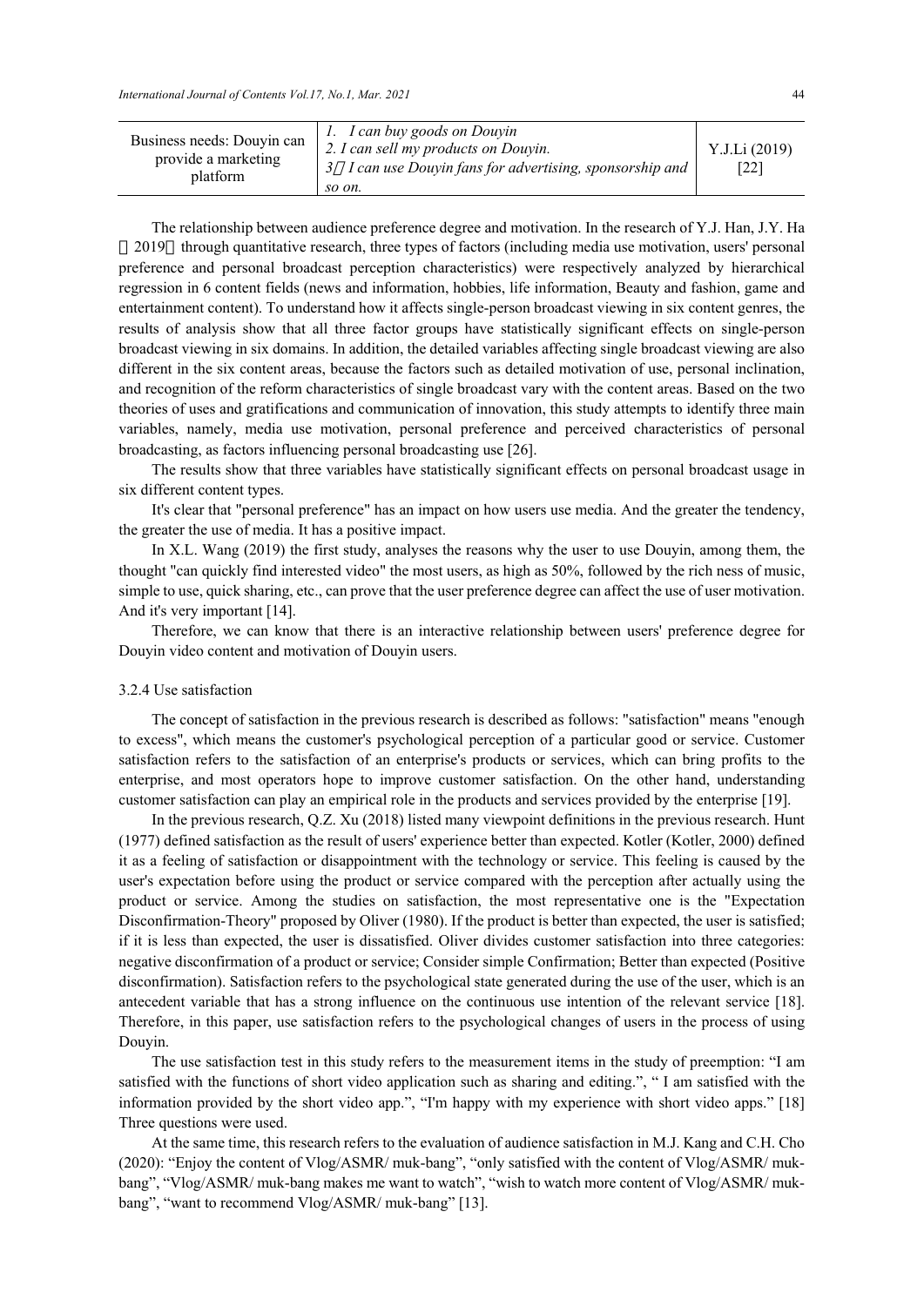| Business needs: Douyin can provide a marketing platform | *1. I can buy goods on Douyin*<br>*2. I can sell my products on Douyin.*<br>*3．I can use Douyin fans for advertising, sponsorship and so on.* | Y.J.Li (2019) [22] |
|---|---|---|

The relationship between audience preference degree and motivation. In the research of Y.J. Han, J.Y. Ha （2019） through quantitative research, three types of factors (including media use motivation, users' personal preference and personal broadcast perception characteristics) were respectively analyzed by hierarchical regression in 6 content fields (news and information, hobbies, life information, Beauty and fashion, game and entertainment content). To understand how it affects single-person broadcast viewing in six content genres, the results of analysis show that all three factor groups have statistically significant effects on single-person broadcast viewing in six domains. In addition, the detailed variables affecting single broadcast viewing are also different in the six content areas, because the factors such as detailed motivation of use, personal inclination, and recognition of the reform characteristics of single broadcast vary with the content areas. Based on the two theories of uses and gratifications and communication of innovation, this study attempts to identify three main variables, namely, media use motivation, personal preference and perceived characteristics of personal broadcasting, as factors influencing personal broadcasting use [26].

The results show that three variables have statistically significant effects on personal broadcast usage in six different content types.

It's clear that "personal preference" has an impact on how users use media. And the greater the tendency, the greater the use of media. It has a positive impact.

In X.L. Wang (2019) the first study, analyses the reasons why the user to use Douyin, among them, the thought "can quickly find interested video" the most users, as high as 50%, followed by the rich ness of music, simple to use, quick sharing, etc., can prove that the user preference degree can affect the use of user motivation. And it's very important [14].

Therefore, we can know that there is an interactive relationship between users' preference degree for Douyin video content and motivation of Douyin users.

#### 3.2.4 Use satisfaction

The concept of satisfaction in the previous research is described as follows: "satisfaction" means "enough to excess", which means the customer's psychological perception of a particular good or service. Customer satisfaction refers to the satisfaction of an enterprise's products or services, which can bring profits to the enterprise, and most operators hope to improve customer satisfaction. On the other hand, understanding customer satisfaction can play an empirical role in the products and services provided by the enterprise [19].

In the previous research, Q.Z. Xu (2018) listed many viewpoint definitions in the previous research. Hunt (1977) defined satisfaction as the result of users' experience better than expected. Kotler (Kotler, 2000) defined it as a feeling of satisfaction or disappointment with the technology or service. This feeling is caused by the user's expectation before using the product or service compared with the perception after actually using the product or service. Among the studies on satisfaction, the most representative one is the "Expectation Disconfirmation-Theory" proposed by Oliver (1980). If the product is better than expected, the user is satisfied; if it is less than expected, the user is dissatisfied. Oliver divides customer satisfaction into three categories: negative disconfirmation of a product or service; Consider simple Confirmation; Better than expected (Positive disconfirmation). Satisfaction refers to the psychological state generated during the use of the user, which is an antecedent variable that has a strong influence on the continuous use intention of the relevant service [18]. Therefore, in this paper, use satisfaction refers to the psychological changes of users in the process of using Douyin.

The use satisfaction test in this study refers to the measurement items in the study of preemption: "I am satisfied with the functions of short video application such as sharing and editing.", " I am satisfied with the information provided by the short video app.", "I'm happy with my experience with short video apps." [18] Three questions were used.

At the same time, this research refers to the evaluation of audience satisfaction in M.J. Kang and C.H. Cho (2020): "Enjoy the content of Vlog/ASMR/ muk-bang", "only satisfied with the content of Vlog/ASMR/ muk-bang", "Vlog/ASMR/ muk-bang makes me want to watch", "wish to watch more content of Vlog/ASMR/ muk-bang", "want to recommend Vlog/ASMR/ muk-bang" [13].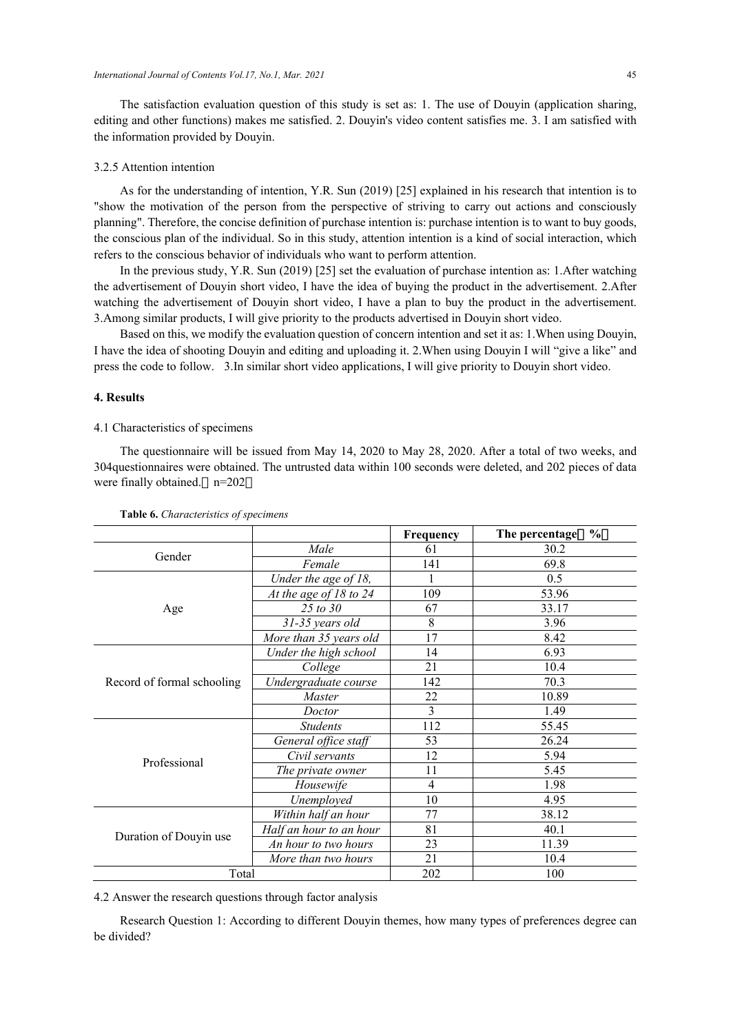The satisfaction evaluation question of this study is set as: 1. The use of Douyin (application sharing, editing and other functions) makes me satisfied. 2. Douyin's video content satisfies me. 3. I am satisfied with the information provided by Douyin.

3.2.5 Attention intention

As for the understanding of intention, Y.R. Sun (2019) [25] explained in his research that intention is to "show the motivation of the person from the perspective of striving to carry out actions and consciously planning". Therefore, the concise definition of purchase intention is: purchase intention is to want to buy goods, the conscious plan of the individual. So in this study, attention intention is a kind of social interaction, which refers to the conscious behavior of individuals who want to perform attention.

In the previous study, Y.R. Sun (2019) [25] set the evaluation of purchase intention as: 1.After watching the advertisement of Douyin short video, I have the idea of buying the product in the advertisement. 2.After watching the advertisement of Douyin short video, I have a plan to buy the product in the advertisement. 3.Among similar products, I will give priority to the products advertised in Douyin short video.

Based on this, we modify the evaluation question of concern intention and set it as: 1.When using Douyin, I have the idea of shooting Douyin and editing and uploading it. 2.When using Douyin I will "give a like" and press the code to follow. 3.In similar short video applications, I will give priority to Douyin short video.

**4. Results**

4.1 Characteristics of specimens

The questionnaire will be issued from May 14, 2020 to May 28, 2020. After a total of two weeks, and 304questionnaires were obtained. The untrusted data within 100 seconds were deleted, and 202 pieces of data were finally obtained.（n=202）

**Table 6.** *Characteristics of specimens*

| | | Frequency | The percentage（%） |
|---|---|---|---|
| Gender | *Male* | 61 | 30.2 |
| | *Female* | 141 | 69.8 |
| Age | *Under the age of 18,* | 1 | 0.5 |
| | *At the age of 18 to 24* | 109 | 53.96 |
| | *25 to 30* | 67 | 33.17 |
| | *31-35 years old* | 8 | 3.96 |
| | *More than 35 years old* | 17 | 8.42 |
| Record of formal schooling | *Under the high school* | 14 | 6.93 |
| | *College* | 21 | 10.4 |
| | *Undergraduate course* | 142 | 70.3 |
| | *Master* | 22 | 10.89 |
| | *Doctor* | 3 | 1.49 |
| Professional | *Students* | 112 | 55.45 |
| | *General office staff* | 53 | 26.24 |
| | *Civil servants* | 12 | 5.94 |
| | *The private owner* | 11 | 5.45 |
| | *Housewife* | 4 | 1.98 |
| | *Unemployed* | 10 | 4.95 |
| Duration of Douyin use | *Within half an hour* | 77 | 38.12 |
| | *Half an hour to an hour* | 81 | 40.1 |
| | *An hour to two hours* | 23 | 11.39 |
| | *More than two hours* | 21 | 10.4 |
| Total | | 202 | 100 |

4.2 Answer the research questions through factor analysis

Research Question 1: According to different Douyin themes, how many types of preferences degree can be divided?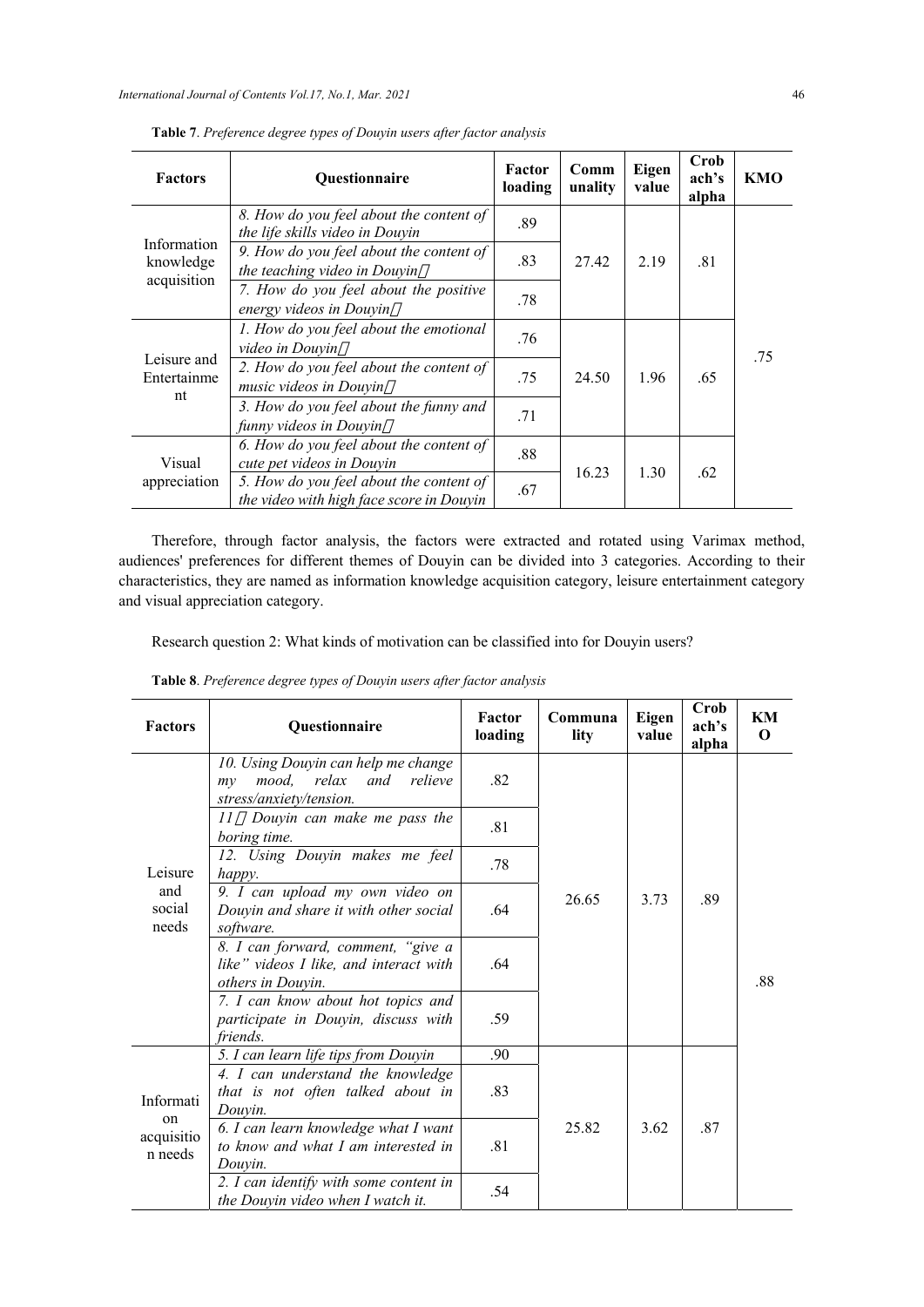**Table 7**. *Preference degree types of Douyin users after factor analysis*

| Factors | Questionnaire | Factor loading | Communality | Eigen value | Cronbach's alpha | KMO |
|---|---|---|---|---|---|---|
| Information knowledge acquisition | *8. How do you feel about the content of the life skills video in Douyin* | .89 | 27.42 | 2.19 | .81 | .75 |
| | *9. How do you feel about the content of the teaching video in Douyin？* | .83 | | | | |
| | *7. How do you feel about the positive energy videos in Douyin？* | .78 | | | | |
| Leisure and Entertainment | *1. How do you feel about the emotional video in Douyin？* | .76 | 24.50 | 1.96 | .65 | |
| | *2. How do you feel about the content of music videos in Douyin？* | .75 | | | | |
| | *3. How do you feel about the funny and funny videos in Douyin？* | .71 | | | | |
| Visual appreciation | *6. How do you feel about the content of cute pet videos in Douyin* | .88 | 16.23 | 1.30 | .62 | |
| | *5. How do you feel about the content of the video with high face score in Douyin* | .67 | | | | |

Therefore, through factor analysis, the factors were extracted and rotated using Varimax method, audiences' preferences for different themes of Douyin can be divided into 3 categories. According to their characteristics, they are named as information knowledge acquisition category, leisure entertainment category and visual appreciation category.

Research question 2: What kinds of motivation can be classified into for Douyin users?

**Table 8**. *Preference degree types of Douyin users after factor analysis*

| Factors | Questionnaire | Factor loading | Communality | Eigen value | Cronbach's alpha | KMO |
|---|---|---|---|---|---|---|
| Leisure and social needs | *10. Using Douyin can help me change my mood, relax and relieve stress/anxiety/tension.* | .82 | 26.65 | 3.73 | .89 | .88 |
| | *11．Douyin can make me pass the boring time.* | .81 | | | | |
| | *12. Using Douyin makes me feel happy.* | .78 | | | | |
| | *9. I can upload my own video on Douyin and share it with other social software.* | .64 | | | | |
| | *8. I can forward, comment, "give a like" videos I like, and interact with others in Douyin.* | .64 | | | | |
| | *7. I can know about hot topics and participate in Douyin, discuss with friends.* | .59 | | | | |
| Information acquisition needs | *5. I can learn life tips from Douyin* | .90 | 25.82 | 3.62 | .87 | |
| | *4. I can understand the knowledge that is not often talked about in Douyin.* | .83 | | | | |
| | *6. I can learn knowledge what I want to know and what I am interested in Douyin.* | .81 | | | | |
| | *2. I can identify with some content in the Douyin video when I watch it.* | .54 | | | | |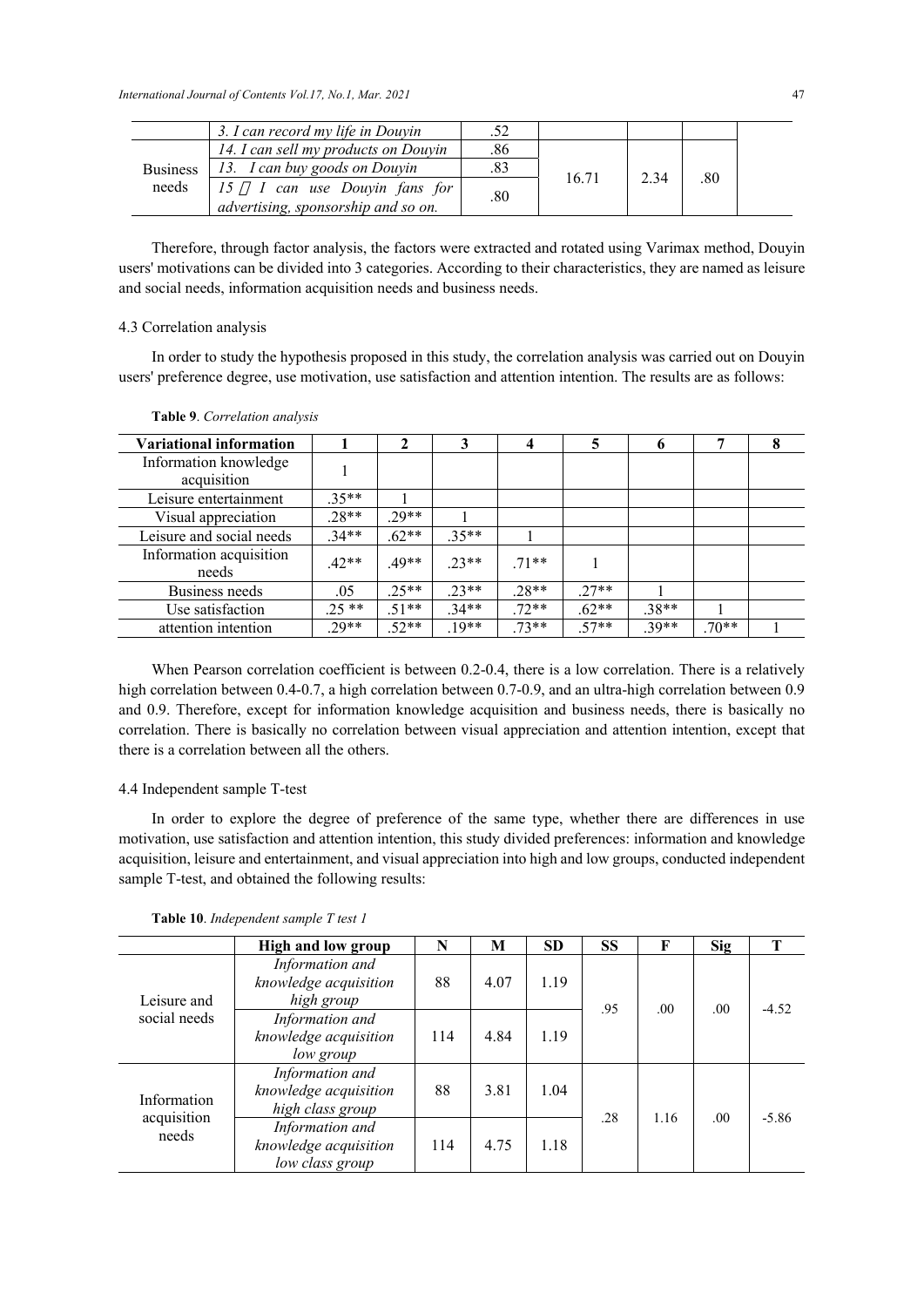| | 3. I can record my life in Douyin | .52 | | | | |
|---|---|---|---|---|---|---|
| Business needs | 14. I can sell my products on Douyin | .86 | 16.71 | 2.34 | .80 | |
| | 13. I can buy goods on Douyin | .83 | | | | |
| | 15．I can use Douyin fans for advertising, sponsorship and so on. | .80 | | | | |

Therefore, through factor analysis, the factors were extracted and rotated using Varimax method, Douyin users' motivations can be divided into 3 categories. According to their characteristics, they are named as leisure and social needs, information acquisition needs and business needs.

4.3 Correlation analysis

In order to study the hypothesis proposed in this study, the correlation analysis was carried out on Douyin users' preference degree, use motivation, use satisfaction and attention intention. The results are as follows:

**Table 9**. *Correlation analysis*

| Variational information | 1 | 2 | 3 | 4 | 5 | 6 | 7 | 8 |
|---|---|---|---|---|---|---|---|---|
| Information knowledge acquisition | 1 | | | | | | | |
| Leisure entertainment | .35** | 1 | | | | | | |
| Visual appreciation | .28** | .29** | 1 | | | | | |
| Leisure and social needs | .34** | .62** | .35** | 1 | | | | |
| Information acquisition needs | .42** | .49** | .23** | .71** | 1 | | | |
| Business needs | .05 | .25** | .23** | .28** | .27** | 1 | | |
| Use satisfaction | .25 ** | .51** | .34** | .72** | .62** | .38** | 1 | |
| attention intention | .29** | .52** | .19** | .73** | .57** | .39** | .70** | 1 |

When Pearson correlation coefficient is between 0.2-0.4, there is a low correlation. There is a relatively high correlation between 0.4-0.7, a high correlation between 0.7-0.9, and an ultra-high correlation between 0.9 and 0.9. Therefore, except for information knowledge acquisition and business needs, there is basically no correlation. There is basically no correlation between visual appreciation and attention intention, except that there is a correlation between all the others.

4.4 Independent sample T-test

In order to explore the degree of preference of the same type, whether there are differences in use motivation, use satisfaction and attention intention, this study divided preferences: information and knowledge acquisition, leisure and entertainment, and visual appreciation into high and low groups, conducted independent sample T-test, and obtained the following results:

**Table 10**. *Independent sample T test 1*

| | High and low group | N | M | SD | SS | F | Sig | T |
|---|---|---|---|---|---|---|---|---|
| Leisure and social needs | *Information and knowledge acquisition high group* | 88 | 4.07 | 1.19 | .95 | .00 | .00 | -4.52 |
| | *Information and knowledge acquisition low group* | 114 | 4.84 | 1.19 | | | | |
| Information acquisition needs | *Information and knowledge acquisition high class group* | 88 | 3.81 | 1.04 | .28 | 1.16 | .00 | -5.86 |
| | *Information and knowledge acquisition low class group* | 114 | 4.75 | 1.18 | | | | |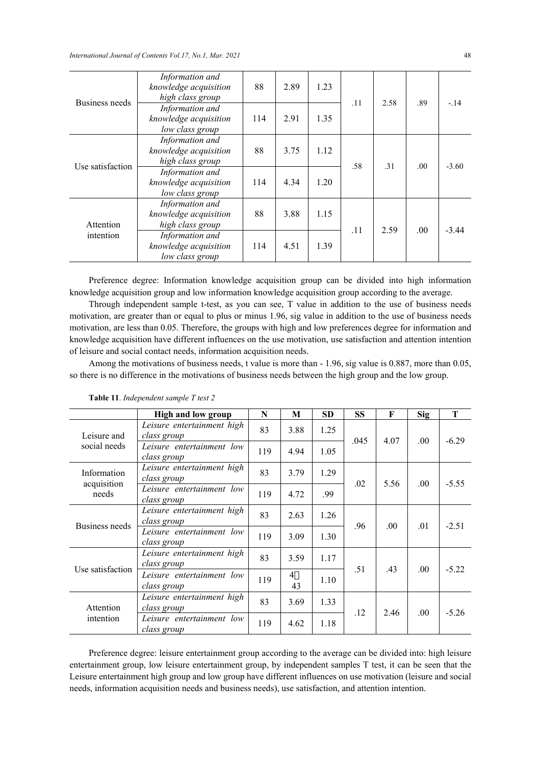| | | | | | | | | |
|---|---|---|---|---|---|---|---|---|
| Business needs | *Information and knowledge acquisition high class group* | 88 | 2.89 | 1.23 | .11 | 2.58 | .89 | -.14 |
| | *Information and knowledge acquisition low class group* | 114 | 2.91 | 1.35 | | | | |
| Use satisfaction | *Information and knowledge acquisition high class group* | 88 | 3.75 | 1.12 | .58 | .31 | .00 | -3.60 |
| | *Information and knowledge acquisition low class group* | 114 | 4.34 | 1.20 | | | | |
| Attention intention | *Information and knowledge acquisition high class group* | 88 | 3.88 | 1.15 | .11 | 2.59 | .00 | -3.44 |
| | *Information and knowledge acquisition low class group* | 114 | 4.51 | 1.39 | | | | |

Preference degree: Information knowledge acquisition group can be divided into high information knowledge acquisition group and low information knowledge acquisition group according to the average.

Through independent sample t-test, as you can see, T value in addition to the use of business needs motivation, are greater than or equal to plus or minus 1.96, sig value in addition to the use of business needs motivation, are less than 0.05. Therefore, the groups with high and low preferences degree for information and knowledge acquisition have different influences on the use motivation, use satisfaction and attention intention of leisure and social contact needs, information acquisition needs.

Among the motivations of business needs, t value is more than - 1.96, sig value is 0.887, more than 0.05, so there is no difference in the motivations of business needs between the high group and the low group.

**Table 11**. *Independent sample T test 2*

| | **High and low group** | **N** | **M** | **SD** | **SS** | **F** | **Sig** | **T** |
|---|---|---|---|---|---|---|---|---|
| Leisure and social needs | *Leisure entertainment high class group* | 83 | 3.88 | 1.25 | .045 | 4.07 | .00 | -6.29 |
| | *Leisure entertainment low class group* | 119 | 4.94 | 1.05 | | | | |
| Information acquisition needs | *Leisure entertainment high class group* | 83 | 3.79 | 1.29 | .02 | 5.56 | .00 | -5.55 |
| | *Leisure entertainment low class group* | 119 | 4.72 | .99 | | | | |
| Business needs | *Leisure entertainment high class group* | 83 | 2.63 | 1.26 | .96 | .00 | .01 | -2.51 |
| | *Leisure entertainment low class group* | 119 | 3.09 | 1.30 | | | | |
| Use satisfaction | *Leisure entertainment high class group* | 83 | 3.59 | 1.17 | .51 | .43 | .00 | -5.22 |
| | *Leisure entertainment low class group* | 119 | 4 43 | 1.10 | | | | |
| Attention intention | *Leisure entertainment high class group* | 83 | 3.69 | 1.33 | .12 | 2.46 | .00 | -5.26 |
| | *Leisure entertainment low class group* | 119 | 4.62 | 1.18 | | | | |

Preference degree: leisure entertainment group according to the average can be divided into: high leisure entertainment group, low leisure entertainment group, by independent samples T test, it can be seen that the Leisure entertainment high group and low group have different influences on use motivation (leisure and social needs, information acquisition needs and business needs), use satisfaction, and attention intention.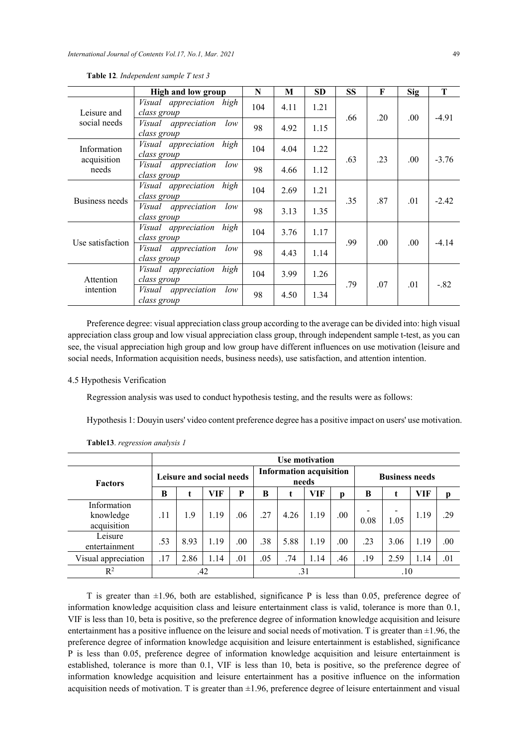**Table 12**. *Independent sample T test 3*

| | High and low group | N | M | SD | SS | F | Sig | T |
|---|---|---|---|---|---|---|---|---|
| Leisure and social needs | *Visual appreciation high class group* | 104 | 4.11 | 1.21 | .66 | .20 | .00 | -4.91 |
| | *Visual appreciation low class group* | 98 | 4.92 | 1.15 | | | | |
| Information acquisition needs | *Visual appreciation high class group* | 104 | 4.04 | 1.22 | .63 | .23 | .00 | -3.76 |
| | *Visual appreciation low class group* | 98 | 4.66 | 1.12 | | | | |
| Business needs | *Visual appreciation high class group* | 104 | 2.69 | 1.21 | .35 | .87 | .01 | -2.42 |
| | *Visual appreciation low class group* | 98 | 3.13 | 1.35 | | | | |
| Use satisfaction | *Visual appreciation high class group* | 104 | 3.76 | 1.17 | .99 | .00 | .00 | -4.14 |
| | *Visual appreciation low class group* | 98 | 4.43 | 1.14 | | | | |
| Attention intention | *Visual appreciation high class group* | 104 | 3.99 | 1.26 | .79 | .07 | .01 | -.82 |
| | *Visual appreciation low class group* | 98 | 4.50 | 1.34 | | | | |

Preference degree: visual appreciation class group according to the average can be divided into: high visual appreciation class group and low visual appreciation class group, through independent sample t-test, as you can see, the visual appreciation high group and low group have different influences on use motivation (leisure and social needs, Information acquisition needs, business needs), use satisfaction, and attention intention.

### 4.5 Hypothesis Verification

Regression analysis was used to conduct hypothesis testing, and the results were as follows:

Hypothesis 1: Douyin users' video content preference degree has a positive impact on users' use motivation.

**Table13**. *regression analysis 1*

| | Use motivation | | | | | | | | | | | |
|---|---|---|---|---|---|---|---|---|---|---|---|---|
| **Factors** | **Leisure and social needs** | | | | **Information acquisition needs** | | | | **Business needs** | | | |
| | **B** | **t** | **VIF** | **P** | **B** | **t** | **VIF** | **p** | **B** | **t** | **VIF** | **p** |
| Information knowledge acquisition | .11 | 1.9 | 1.19 | .06 | .27 | 4.26 | 1.19 | .00 | -0.08 | -1.05 | 1.19 | .29 |
| Leisure entertainment | .53 | 8.93 | 1.19 | .00 | .38 | 5.88 | 1.19 | .00 | .23 | 3.06 | 1.19 | .00 |
| Visual appreciation | .17 | 2.86 | 1.14 | .01 | .05 | .74 | 1.14 | .46 | .19 | 2.59 | 1.14 | .01 |
| $R^2$ | .42 | | | | .31 | | | | .10 | | | |

T is greater than ±1.96, both are established, significance P is less than 0.05, preference degree of information knowledge acquisition class and leisure entertainment class is valid, tolerance is more than 0.1, VIF is less than 10, beta is positive, so the preference degree of information knowledge acquisition and leisure entertainment has a positive influence on the leisure and social needs of motivation. T is greater than ±1.96, the preference degree of information knowledge acquisition and leisure entertainment is established, significance P is less than 0.05, preference degree of information knowledge acquisition and leisure entertainment is established, tolerance is more than 0.1, VIF is less than 10, beta is positive, so the preference degree of information knowledge acquisition and leisure entertainment has a positive influence on the information acquisition needs of motivation. T is greater than ±1.96, preference degree of leisure entertainment and visual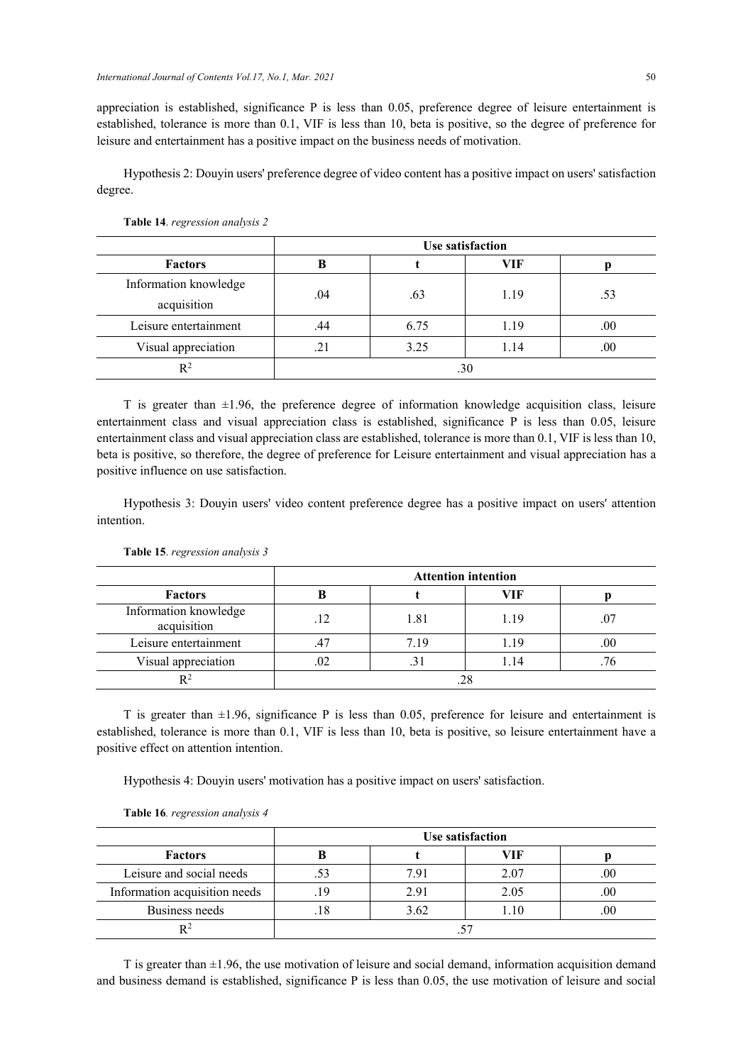appreciation is established, significance P is less than 0.05, preference degree of leisure entertainment is established, tolerance is more than 0.1, VIF is less than 10, beta is positive, so the degree of preference for leisure and entertainment has a positive impact on the business needs of motivation.

Hypothesis 2: Douyin users' preference degree of video content has a positive impact on users' satisfaction degree.

**Table 14**. *regression analysis 2*

| | Use satisfaction | | | |
|---|---|---|---|---|
| **Factors** | **B** | **t** | **VIF** | **p** |
| Information knowledge acquisition | .04 | .63 | 1.19 | .53 |
| Leisure entertainment | .44 | 6.75 | 1.19 | .00 |
| Visual appreciation | .21 | 3.25 | 1.14 | .00 |
| $R^2$ | .30 | | | |

T is greater than ±1.96, the preference degree of information knowledge acquisition class, leisure entertainment class and visual appreciation class is established, significance P is less than 0.05, leisure entertainment class and visual appreciation class are established, tolerance is more than 0.1, VIF is less than 10, beta is positive, so therefore, the degree of preference for Leisure entertainment and visual appreciation has a positive influence on use satisfaction.

Hypothesis 3: Douyin users' video content preference degree has a positive impact on users' attention intention.

**Table 15**. *regression analysis 3*

| | Attention intention | | | |
|---|---|---|---|---|
| **Factors** | **B** | **t** | **VIF** | **p** |
| Information knowledge acquisition | .12 | 1.81 | 1.19 | .07 |
| Leisure entertainment | .47 | 7.19 | 1.19 | .00 |
| Visual appreciation | .02 | .31 | 1.14 | .76 |
| $R^2$ | .28 | | | |

T is greater than ±1.96, significance P is less than 0.05, preference for leisure and entertainment is established, tolerance is more than 0.1, VIF is less than 10, beta is positive, so leisure entertainment have a positive effect on attention intention.

Hypothesis 4: Douyin users' motivation has a positive impact on users' satisfaction.

**Table 16**. *regression analysis 4*

| | Use satisfaction | | | |
|---|---|---|---|---|
| **Factors** | **B** | **t** | **VIF** | **p** |
| Leisure and social needs | .53 | 7.91 | 2.07 | .00 |
| Information acquisition needs | .19 | 2.91 | 2.05 | .00 |
| Business needs | .18 | 3.62 | 1.10 | .00 |
| $R^2$ | .57 | | | |

T is greater than ±1.96, the use motivation of leisure and social demand, information acquisition demand and business demand is established, significance P is less than 0.05, the use motivation of leisure and social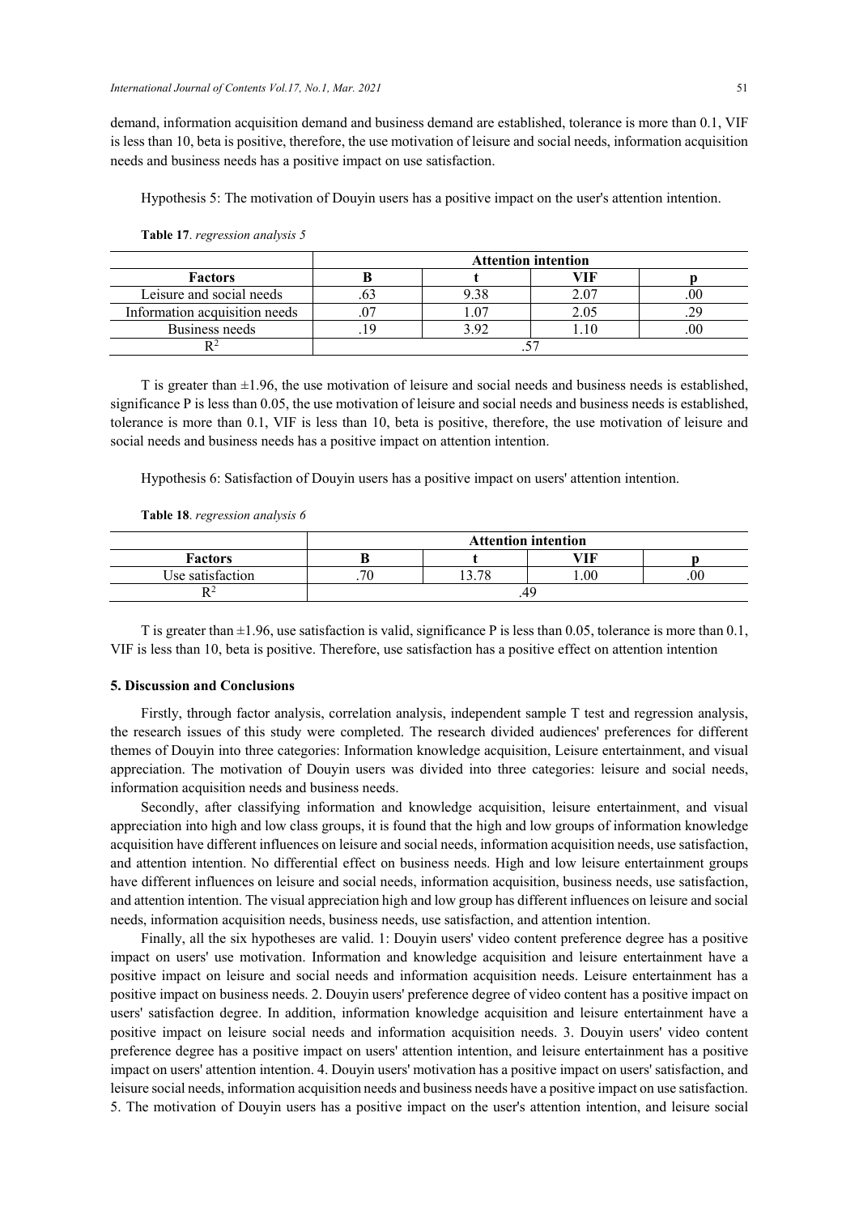demand, information acquisition demand and business demand are established, tolerance is more than 0.1, VIF is less than 10, beta is positive, therefore, the use motivation of leisure and social needs, information acquisition needs and business needs has a positive impact on use satisfaction.

Hypothesis 5: The motivation of Douyin users has a positive impact on the user's attention intention.

**Table 17**. *regression analysis 5*

| | Attention intention | | | |
|---|---|---|---|---|
| **Factors** | **B** | **t** | **VIF** | **p** |
| Leisure and social needs | .63 | 9.38 | 2.07 | .00 |
| Information acquisition needs | .07 | 1.07 | 2.05 | .29 |
| Business needs | .19 | 3.92 | 1.10 | .00 |
| $R^2$ | .57 | | | |

T is greater than ±1.96, the use motivation of leisure and social needs and business needs is established, significance P is less than 0.05, the use motivation of leisure and social needs and business needs is established, tolerance is more than 0.1, VIF is less than 10, beta is positive, therefore, the use motivation of leisure and social needs and business needs has a positive impact on attention intention.

Hypothesis 6: Satisfaction of Douyin users has a positive impact on users' attention intention.

**Table 18**. *regression analysis 6*

| | Attention intention | | | |
|---|---|---|---|---|
| **Factors** | **B** | **t** | **VIF** | **p** |
| Use satisfaction | .70 | 13.78 | 1.00 | .00 |
| $R^2$ | .49 | | | |

T is greater than ±1.96, use satisfaction is valid, significance P is less than 0.05, tolerance is more than 0.1, VIF is less than 10, beta is positive. Therefore, use satisfaction has a positive effect on attention intention

### 5. Discussion and Conclusions

Firstly, through factor analysis, correlation analysis, independent sample T test and regression analysis, the research issues of this study were completed. The research divided audiences' preferences for different themes of Douyin into three categories: Information knowledge acquisition, Leisure entertainment, and visual appreciation. The motivation of Douyin users was divided into three categories: leisure and social needs, information acquisition needs and business needs.

Secondly, after classifying information and knowledge acquisition, leisure entertainment, and visual appreciation into high and low class groups, it is found that the high and low groups of information knowledge acquisition have different influences on leisure and social needs, information acquisition needs, use satisfaction, and attention intention. No differential effect on business needs. High and low leisure entertainment groups have different influences on leisure and social needs, information acquisition, business needs, use satisfaction, and attention intention. The visual appreciation high and low group has different influences on leisure and social needs, information acquisition needs, business needs, use satisfaction, and attention intention.

Finally, all the six hypotheses are valid. 1: Douyin users' video content preference degree has a positive impact on users' use motivation. Information and knowledge acquisition and leisure entertainment have a positive impact on leisure and social needs and information acquisition needs. Leisure entertainment has a positive impact on business needs. 2. Douyin users' preference degree of video content has a positive impact on users' satisfaction degree. In addition, information knowledge acquisition and leisure entertainment have a positive impact on leisure social needs and information acquisition needs. 3. Douyin users' video content preference degree has a positive impact on users' attention intention, and leisure entertainment has a positive impact on users' attention intention. 4. Douyin users' motivation has a positive impact on users' satisfaction, and leisure social needs, information acquisition needs and business needs have a positive impact on use satisfaction. 5. The motivation of Douyin users has a positive impact on the user's attention intention, and leisure social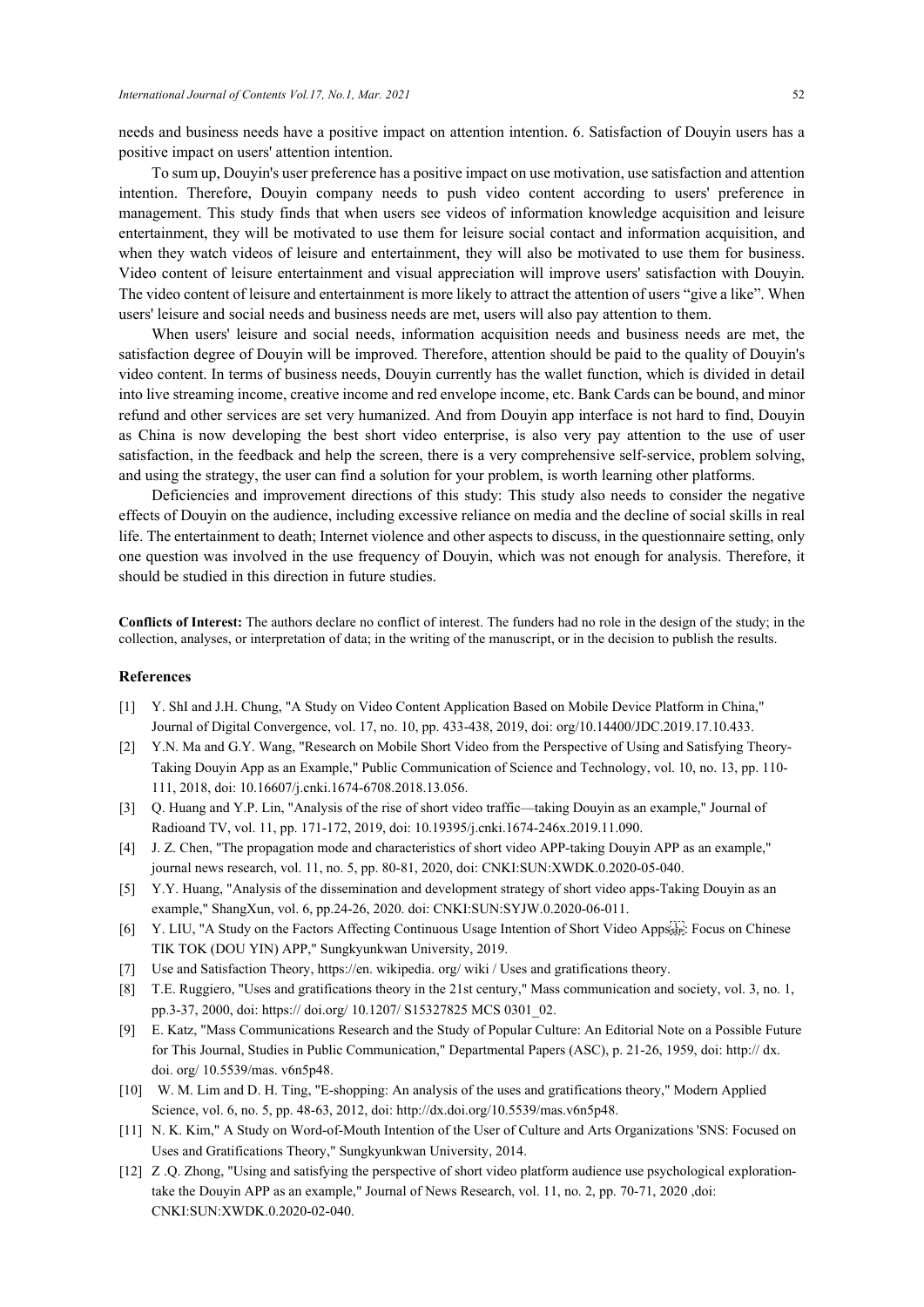needs and business needs have a positive impact on attention intention. 6. Satisfaction of Douyin users has a positive impact on users' attention intention.

To sum up, Douyin's user preference has a positive impact on use motivation, use satisfaction and attention intention. Therefore, Douyin company needs to push video content according to users' preference in management. This study finds that when users see videos of information knowledge acquisition and leisure entertainment, they will be motivated to use them for leisure social contact and information acquisition, and when they watch videos of leisure and entertainment, they will also be motivated to use them for business. Video content of leisure entertainment and visual appreciation will improve users' satisfaction with Douyin. The video content of leisure and entertainment is more likely to attract the attention of users "give a like". When users' leisure and social needs and business needs are met, users will also pay attention to them.

When users' leisure and social needs, information acquisition needs and business needs are met, the satisfaction degree of Douyin will be improved. Therefore, attention should be paid to the quality of Douyin's video content. In terms of business needs, Douyin currently has the wallet function, which is divided in detail into live streaming income, creative income and red envelope income, etc. Bank Cards can be bound, and minor refund and other services are set very humanized. And from Douyin app interface is not hard to find, Douyin as China is now developing the best short video enterprise, is also very pay attention to the use of user satisfaction, in the feedback and help the screen, there is a very comprehensive self-service, problem solving, and using the strategy, the user can find a solution for your problem, is worth learning other platforms.

Deficiencies and improvement directions of this study: This study also needs to consider the negative effects of Douyin on the audience, including excessive reliance on media and the decline of social skills in real life. The entertainment to death; Internet violence and other aspects to discuss, in the questionnaire setting, only one question was involved in the use frequency of Douyin, which was not enough for analysis. Therefore, it should be studied in this direction in future studies.

**Conflicts of Interest:** The authors declare no conflict of interest. The funders had no role in the design of the study; in the collection, analyses, or interpretation of data; in the writing of the manuscript, or in the decision to publish the results.

## References

[1] Y. ShI and J.H. Chung, "A Study on Video Content Application Based on Mobile Device Platform in China," Journal of Digital Convergence, vol. 17, no. 10, pp. 433-438, 2019, doi: org/10.14400/JDC.2019.17.10.433.

[2] Y.N. Ma and G.Y. Wang, "Research on Mobile Short Video from the Perspective of Using and Satisfying Theory-Taking Douyin App as an Example," Public Communication of Science and Technology, vol. 10, no. 13, pp. 110-111, 2018, doi: 10.16607/j.cnki.1674-6708.2018.13.056.

[3] Q. Huang and Y.P. Lin, "Analysis of the rise of short video traffic—taking Douyin as an example," Journal of Radioand TV, vol. 11, pp. 171-172, 2019, doi: 10.19395/j.cnki.1674-246x.2019.11.090.

[4] J. Z. Chen, "The propagation mode and characteristics of short video APP-taking Douyin APP as an example," journal news research, vol. 11, no. 5, pp. 80-81, 2020, doi: CNKI:SUN:XWDK.0.2020-05-040.

[5] Y.Y. Huang, "Analysis of the dissemination and development strategy of short video apps-Taking Douyin as an example," ShangXun, vol. 6, pp.24-26, 2020. doi: CNKI:SUN:SYJW.0.2020-06-011.

[6] Y. LIU, "A Study on the Factors Affecting Continuous Usage Intention of Short Video Apps: Focus on Chinese TIK TOK (DOU YIN) APP," Sungkyunkwan University, 2019.

[7] Use and Satisfaction Theory, https://en. wikipedia. org/ wiki / Uses and gratifications theory.

[8] T.E. Ruggiero, "Uses and gratifications theory in the 21st century," Mass communication and society, vol. 3, no. 1, pp.3-37, 2000, doi: https:// doi.org/ 10.1207/ S15327825 MCS 0301_02.

[9] E. Katz, "Mass Communications Research and the Study of Popular Culture: An Editorial Note on a Possible Future for This Journal, Studies in Public Communication," Departmental Papers (ASC), p. 21-26, 1959, doi: http:// dx. doi. org/ 10.5539/mas. v6n5p48.

[10] W. M. Lim and D. H. Ting, "E-shopping: An analysis of the uses and gratifications theory," Modern Applied Science, vol. 6, no. 5, pp. 48-63, 2012, doi: http://dx.doi.org/10.5539/mas.v6n5p48.

[11] N. K. Kim," A Study on Word-of-Mouth Intention of the User of Culture and Arts Organizations 'SNS: Focused on Uses and Gratifications Theory," Sungkyunkwan University, 2014.

[12] Z .Q. Zhong, "Using and satisfying the perspective of short video platform audience use psychological exploration-take the Douyin APP as an example," Journal of News Research, vol. 11, no. 2, pp. 70-71, 2020 ,doi: CNKI:SUN:XWDK.0.2020-02-040.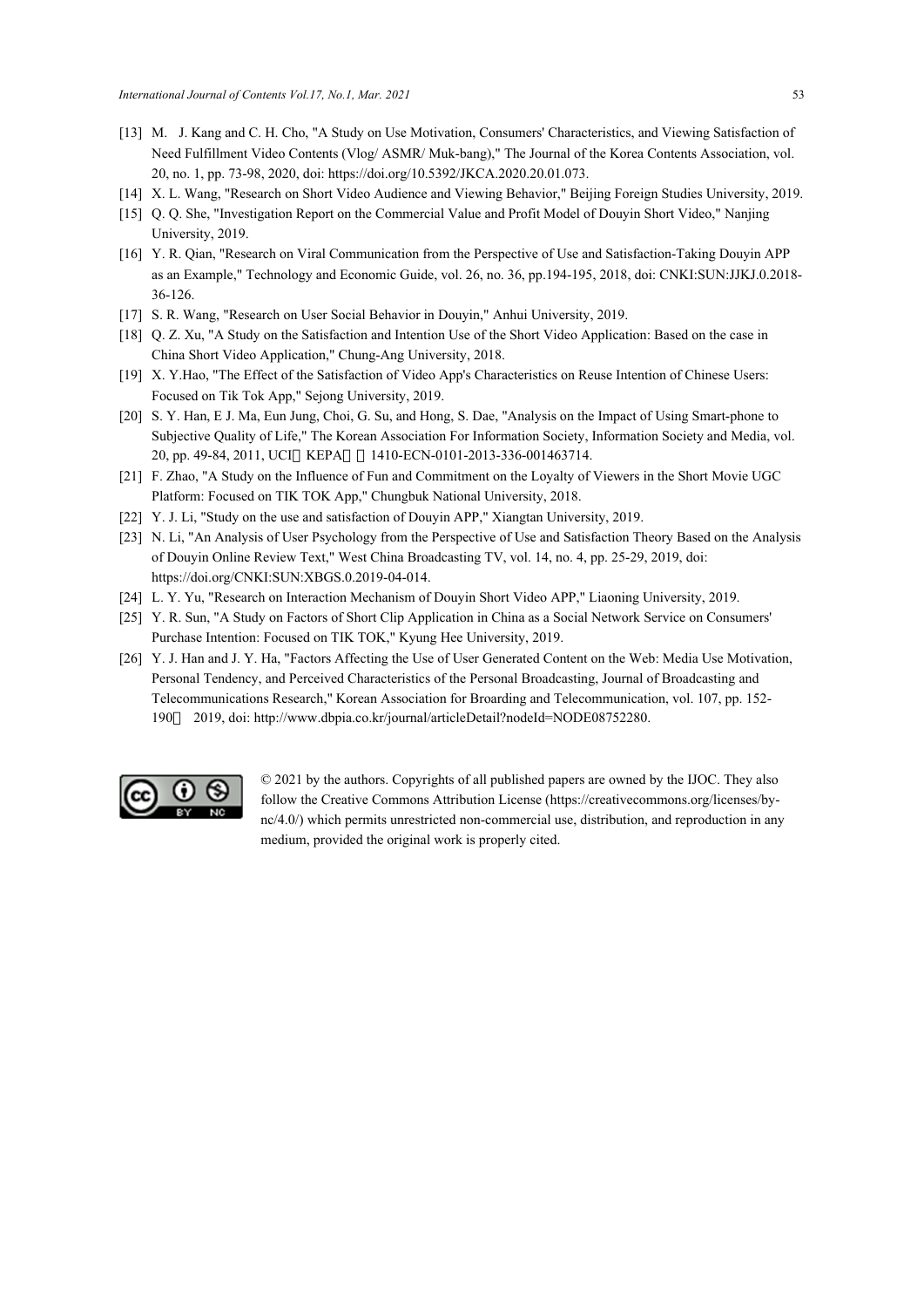[13] M. J. Kang and C. H. Cho, "A Study on Use Motivation, Consumers' Characteristics, and Viewing Satisfaction of Need Fulfillment Video Contents (Vlog/ ASMR/ Muk-bang)," The Journal of the Korea Contents Association, vol. 20, no. 1, pp. 73-98, 2020, doi: https://doi.org/10.5392/JKCA.2020.20.01.073.

[14] X. L. Wang, "Research on Short Video Audience and Viewing Behavior," Beijing Foreign Studies University, 2019.

[15] Q. Q. She, "Investigation Report on the Commercial Value and Profit Model of Douyin Short Video," Nanjing University, 2019.

[16] Y. R. Qian, "Research on Viral Communication from the Perspective of Use and Satisfaction-Taking Douyin APP as an Example," Technology and Economic Guide, vol. 26, no. 36, pp.194-195, 2018, doi: CNKI:SUN:JJKJ.0.2018-36-126.

[17] S. R. Wang, "Research on User Social Behavior in Douyin," Anhui University, 2019.

[18] Q. Z. Xu, "A Study on the Satisfaction and Intention Use of the Short Video Application: Based on the case in China Short Video Application," Chung-Ang University, 2018.

[19] X. Y.Hao, "The Effect of the Satisfaction of Video App's Characteristics on Reuse Intention of Chinese Users: Focused on Tik Tok App," Sejong University, 2019.

[20] S. Y. Han, E J. Ma, Eun Jung, Choi, G. Su, and Hong, S. Dae, "Analysis on the Impact of Using Smart-phone to Subjective Quality of Life," The Korean Association For Information Society, Information Society and Media, vol. 20, pp. 49-84, 2011, UCI KEPA 1410-ECN-0101-2013-336-001463714.

[21] F. Zhao, "A Study on the Influence of Fun and Commitment on the Loyalty of Viewers in the Short Movie UGC Platform: Focused on TIK TOK App," Chungbuk National University, 2018.

[22] Y. J. Li, "Study on the use and satisfaction of Douyin APP," Xiangtan University, 2019.

[23] N. Li, "An Analysis of User Psychology from the Perspective of Use and Satisfaction Theory Based on the Analysis of Douyin Online Review Text," West China Broadcasting TV, vol. 14, no. 4, pp. 25-29, 2019, doi: https://doi.org/CNKI:SUN:XBGS.0.2019-04-014.

[24] L. Y. Yu, "Research on Interaction Mechanism of Douyin Short Video APP," Liaoning University, 2019.

[25] Y. R. Sun, "A Study on Factors of Short Clip Application in China as a Social Network Service on Consumers' Purchase Intention: Focused on TIK TOK," Kyung Hee University, 2019.

[26] Y. J. Han and J. Y. Ha, "Factors Affecting the Use of User Generated Content on the Web: Media Use Motivation, Personal Tendency, and Perceived Characteristics of the Personal Broadcasting, Journal of Broadcasting and Telecommunications Research," Korean Association for Broarding and Telecommunication, vol. 107, pp. 152-190 2019, doi: http://www.dbpia.co.kr/journal/articleDetail?nodeId=NODE08752280.

© 2021 by the authors. Copyrights of all published papers are owned by the IJOC. They also follow the Creative Commons Attribution License (https://creativecommons.org/licenses/by-nc/4.0/) which permits unrestricted non-commercial use, distribution, and reproduction in any medium, provided the original work is properly cited.